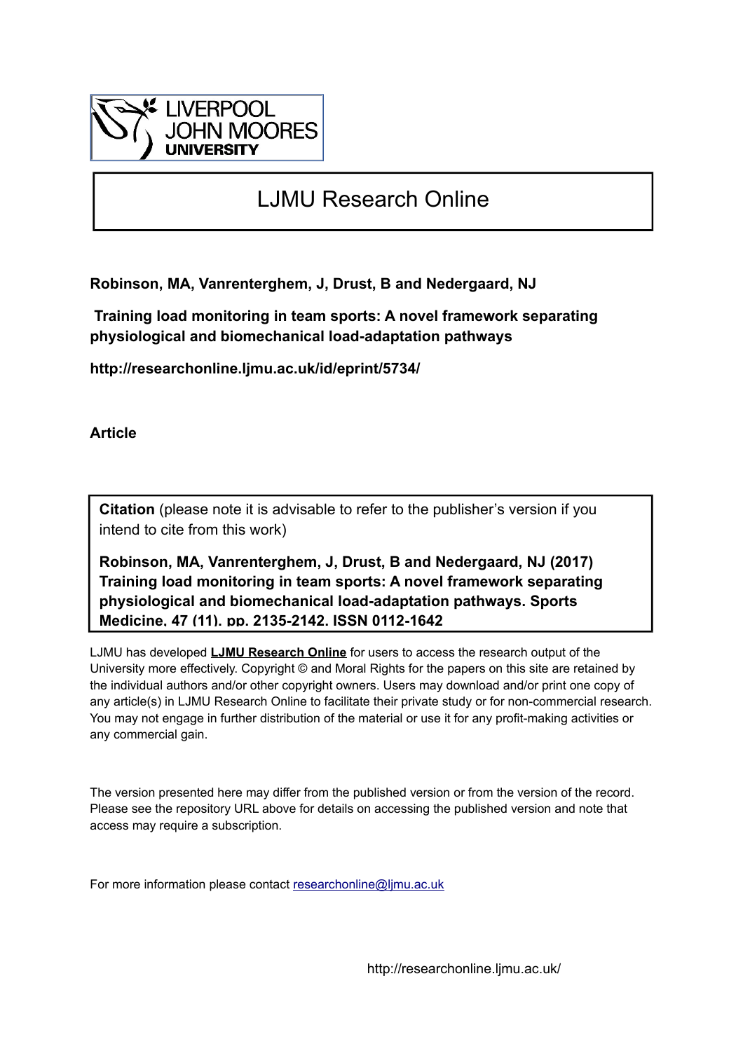LIVERPOOL JOHN MOORES UNIVERSITY

# LJMU Research Online

**Robinson, MA, Vanrenterghem, J, Drust, B and Nedergaard, NJ**

**Training load monitoring in team sports: A novel framework separating physiological and biomechanical load-adaptation pathways**

**http://researchonline.ljmu.ac.uk/id/eprint/5734/**

**Article**

**Citation** (please note it is advisable to refer to the publisher's version if you intend to cite from this work)

**Robinson, MA, Vanrenterghem, J, Drust, B and Nedergaard, NJ (2017) Training load monitoring in team sports: A novel framework separating physiological and biomechanical load-adaptation pathways. Sports Medicine, 47 (11). pp. 2135-2142. ISSN 0112-1642**

LJMU has developed **LJMU Research Online** for users to access the research output of the University more effectively. Copyright © and Moral Rights for the papers on this site are retained by the individual authors and/or other copyright owners. Users may download and/or print one copy of any article(s) in LJMU Research Online to facilitate their private study or for non-commercial research. You may not engage in further distribution of the material or use it for any profit-making activities or any commercial gain.

The version presented here may differ from the published version or from the version of the record. Please see the repository URL above for details on accessing the published version and note that access may require a subscription.

For more information please contact researchonline@ljmu.ac.uk

http://researchonline.ljmu.ac.uk/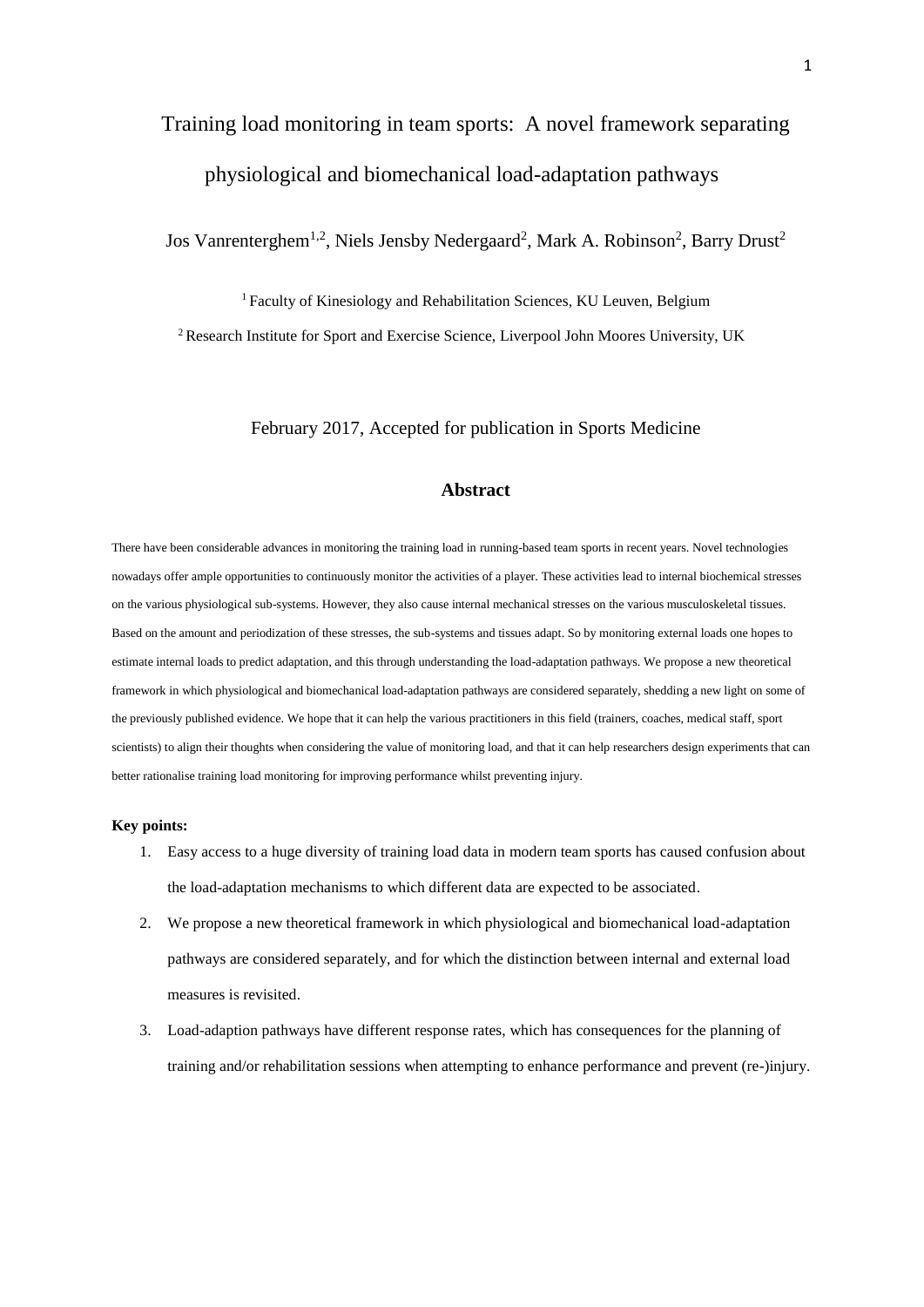# Training load monitoring in team sports: A novel framework separating physiological and biomechanical load-adaptation pathways

Jos Vanrenterghem[1,2], Niels Jensby Nedergaard[2], Mark A. Robinson[2], Barry Drust[2]

[1] Faculty of Kinesiology and Rehabilitation Sciences, KU Leuven, Belgium

[2] Research Institute for Sport and Exercise Science, Liverpool John Moores University, UK

February 2017, Accepted for publication in Sports Medicine

## Abstract

There have been considerable advances in monitoring the training load in running-based team sports in recent years. Novel technologies nowadays offer ample opportunities to continuously monitor the activities of a player. These activities lead to internal biochemical stresses on the various physiological sub-systems. However, they also cause internal mechanical stresses on the various musculoskeletal tissues. Based on the amount and periodization of these stresses, the sub-systems and tissues adapt. So by monitoring external loads one hopes to estimate internal loads to predict adaptation, and this through understanding the load-adaptation pathways. We propose a new theoretical framework in which physiological and biomechanical load-adaptation pathways are considered separately, shedding a new light on some of the previously published evidence. We hope that it can help the various practitioners in this field (trainers, coaches, medical staff, sport scientists) to align their thoughts when considering the value of monitoring load, and that it can help researchers design experiments that can better rationalise training load monitoring for improving performance whilst preventing injury.

**Key points:**

1. Easy access to a huge diversity of training load data in modern team sports has caused confusion about the load-adaptation mechanisms to which different data are expected to be associated.
2. We propose a new theoretical framework in which physiological and biomechanical load-adaptation pathways are considered separately, and for which the distinction between internal and external load measures is revisited.
3. Load-adaption pathways have different response rates, which has consequences for the planning of training and/or rehabilitation sessions when attempting to enhance performance and prevent (re-)injury.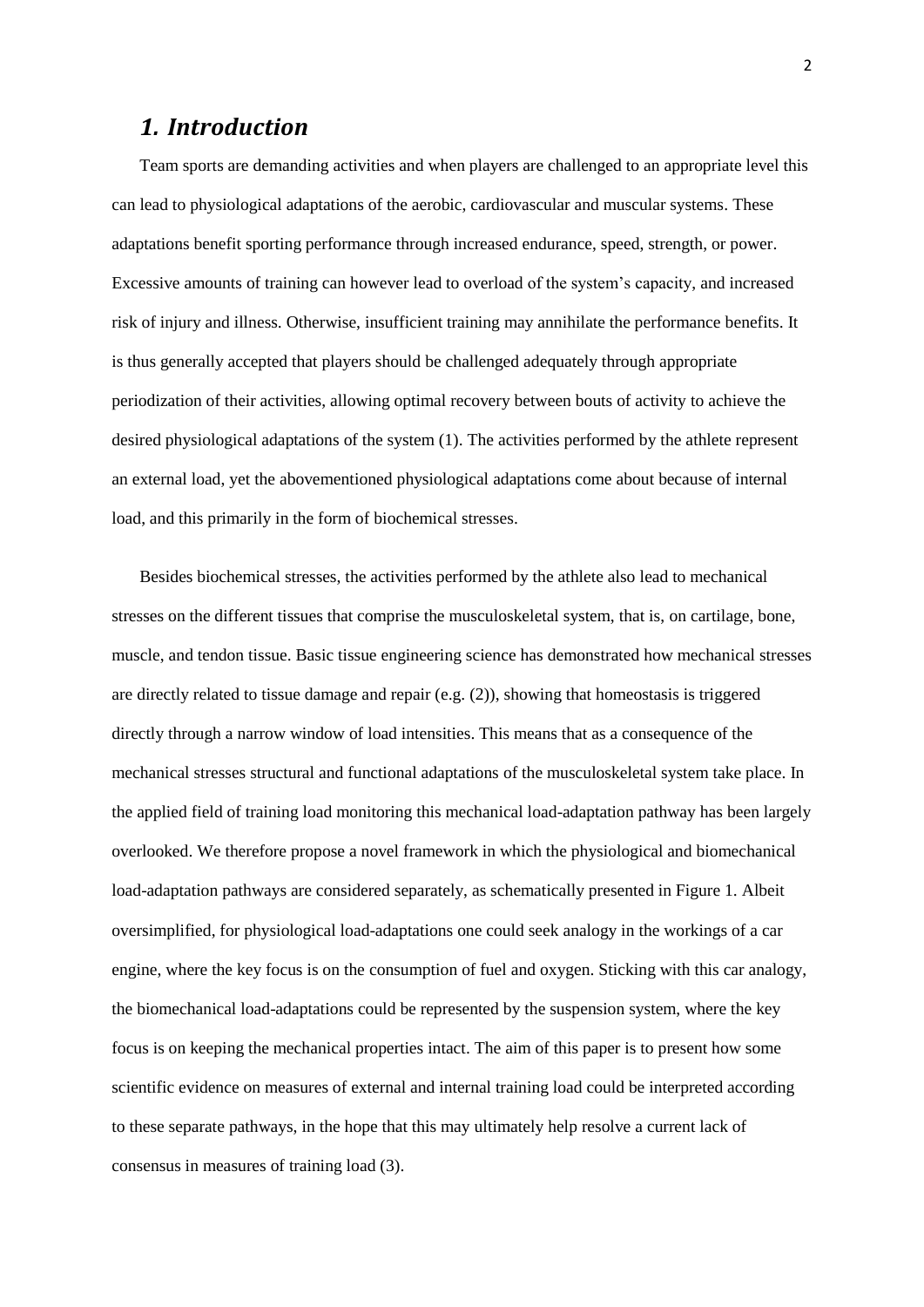# *1. Introduction*

Team sports are demanding activities and when players are challenged to an appropriate level this can lead to physiological adaptations of the aerobic, cardiovascular and muscular systems. These adaptations benefit sporting performance through increased endurance, speed, strength, or power. Excessive amounts of training can however lead to overload of the system's capacity, and increased risk of injury and illness. Otherwise, insufficient training may annihilate the performance benefits. It is thus generally accepted that players should be challenged adequately through appropriate periodization of their activities, allowing optimal recovery between bouts of activity to achieve the desired physiological adaptations of the system (1). The activities performed by the athlete represent an external load, yet the abovementioned physiological adaptations come about because of internal load, and this primarily in the form of biochemical stresses.

Besides biochemical stresses, the activities performed by the athlete also lead to mechanical stresses on the different tissues that comprise the musculoskeletal system, that is, on cartilage, bone, muscle, and tendon tissue. Basic tissue engineering science has demonstrated how mechanical stresses are directly related to tissue damage and repair (e.g. (2)), showing that homeostasis is triggered directly through a narrow window of load intensities. This means that as a consequence of the mechanical stresses structural and functional adaptations of the musculoskeletal system take place. In the applied field of training load monitoring this mechanical load-adaptation pathway has been largely overlooked. We therefore propose a novel framework in which the physiological and biomechanical load-adaptation pathways are considered separately, as schematically presented in Figure 1. Albeit oversimplified, for physiological load-adaptations one could seek analogy in the workings of a car engine, where the key focus is on the consumption of fuel and oxygen. Sticking with this car analogy, the biomechanical load-adaptations could be represented by the suspension system, where the key focus is on keeping the mechanical properties intact. The aim of this paper is to present how some scientific evidence on measures of external and internal training load could be interpreted according to these separate pathways, in the hope that this may ultimately help resolve a current lack of consensus in measures of training load (3).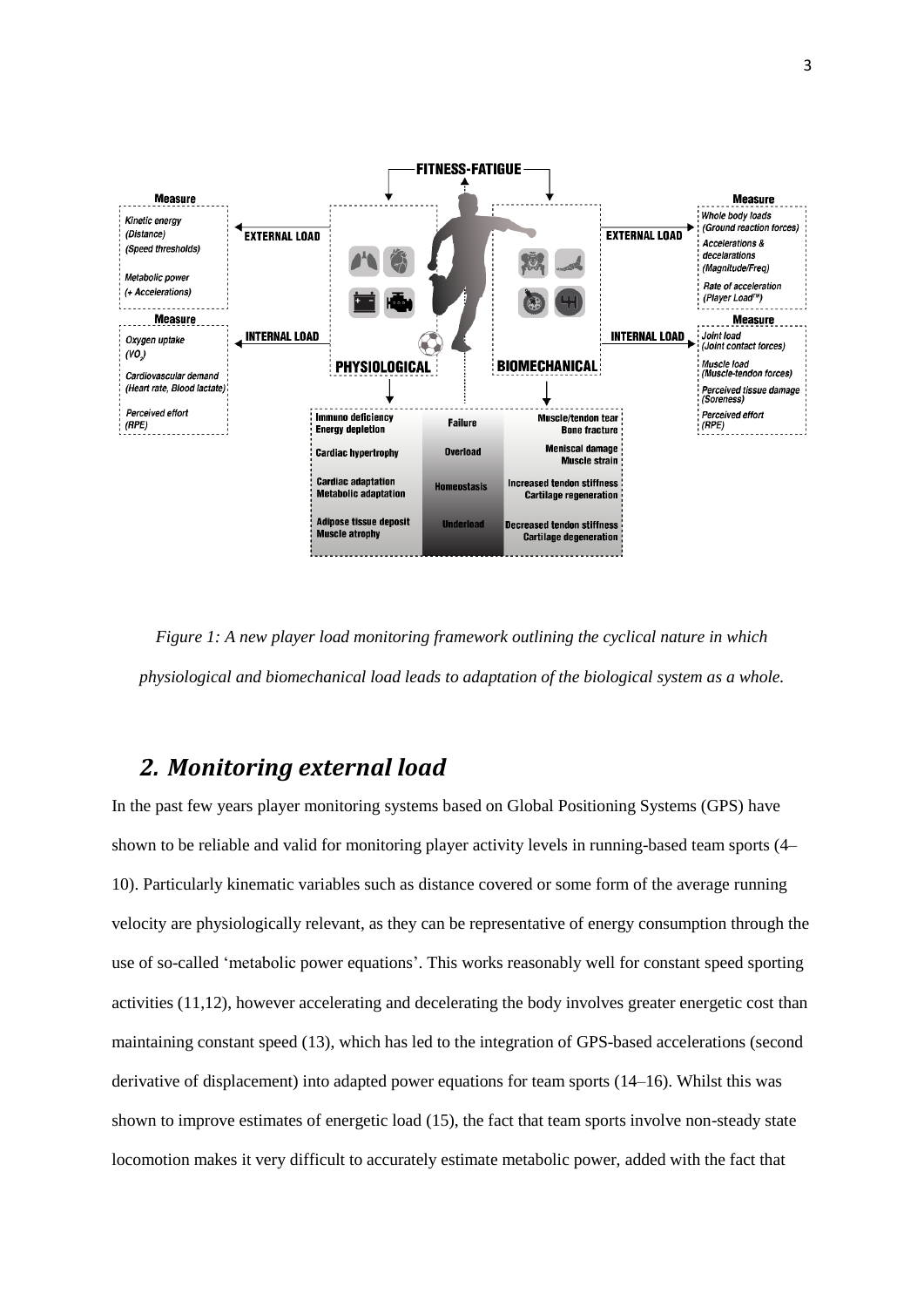*Figure 1: A new player load monitoring framework outlining the cyclical nature in which physiological and biomechanical load leads to adaptation of the biological system as a whole.*

## *2. Monitoring external load*

In the past few years player monitoring systems based on Global Positioning Systems (GPS) have shown to be reliable and valid for monitoring player activity levels in running-based team sports (4–10). Particularly kinematic variables such as distance covered or some form of the average running velocity are physiologically relevant, as they can be representative of energy consumption through the use of so-called 'metabolic power equations'. This works reasonably well for constant speed sporting activities (11,12), however accelerating and decelerating the body involves greater energetic cost than maintaining constant speed (13), which has led to the integration of GPS-based accelerations (second derivative of displacement) into adapted power equations for team sports (14–16). Whilst this was shown to improve estimates of energetic load (15), the fact that team sports involve non-steady state locomotion makes it very difficult to accurately estimate metabolic power, added with the fact that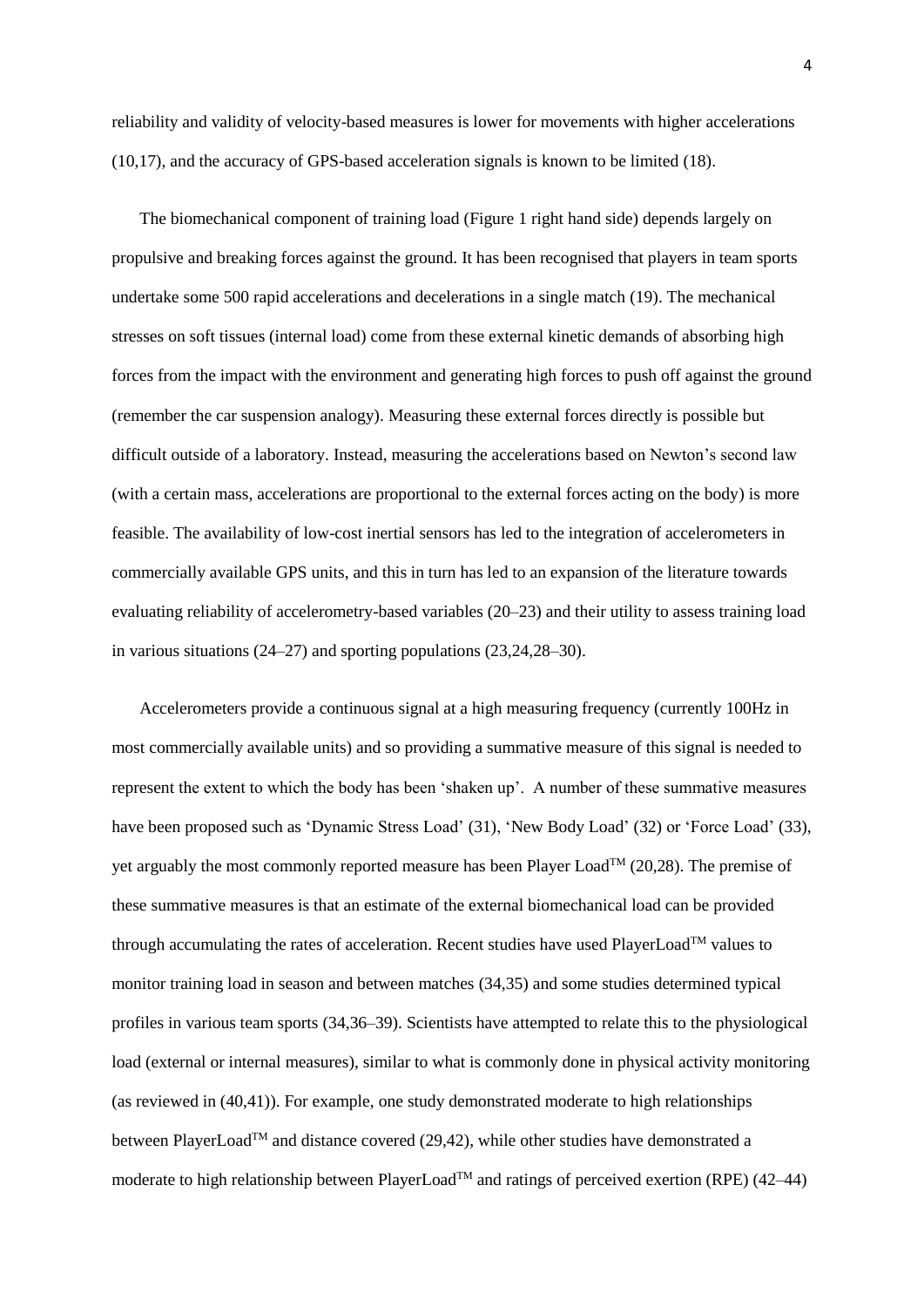reliability and validity of velocity-based measures is lower for movements with higher accelerations (10,17), and the accuracy of GPS-based acceleration signals is known to be limited (18).

The biomechanical component of training load (Figure 1 right hand side) depends largely on propulsive and breaking forces against the ground. It has been recognised that players in team sports undertake some 500 rapid accelerations and decelerations in a single match (19). The mechanical stresses on soft tissues (internal load) come from these external kinetic demands of absorbing high forces from the impact with the environment and generating high forces to push off against the ground (remember the car suspension analogy). Measuring these external forces directly is possible but difficult outside of a laboratory. Instead, measuring the accelerations based on Newton's second law (with a certain mass, accelerations are proportional to the external forces acting on the body) is more feasible. The availability of low-cost inertial sensors has led to the integration of accelerometers in commercially available GPS units, and this in turn has led to an expansion of the literature towards evaluating reliability of accelerometry-based variables (20–23) and their utility to assess training load in various situations (24–27) and sporting populations (23,24,28–30).

Accelerometers provide a continuous signal at a high measuring frequency (currently 100Hz in most commercially available units) and so providing a summative measure of this signal is needed to represent the extent to which the body has been 'shaken up'. A number of these summative measures have been proposed such as 'Dynamic Stress Load' (31), 'New Body Load' (32) or 'Force Load' (33), yet arguably the most commonly reported measure has been Player Load™ (20,28). The premise of these summative measures is that an estimate of the external biomechanical load can be provided through accumulating the rates of acceleration. Recent studies have used PlayerLoad™ values to monitor training load in season and between matches (34,35) and some studies determined typical profiles in various team sports (34,36–39). Scientists have attempted to relate this to the physiological load (external or internal measures), similar to what is commonly done in physical activity monitoring (as reviewed in (40,41)). For example, one study demonstrated moderate to high relationships between PlayerLoad™ and distance covered (29,42), while other studies have demonstrated a moderate to high relationship between PlayerLoad™ and ratings of perceived exertion (RPE) (42–44)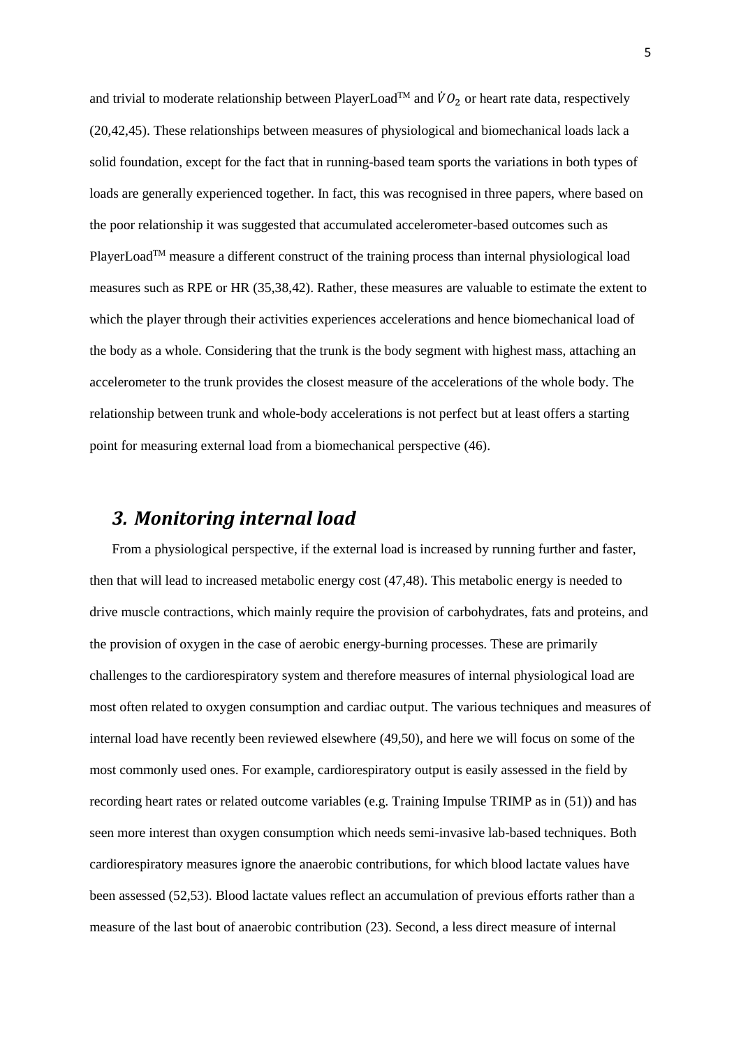and trivial to moderate relationship between PlayerLoad™ and $\dot{V}O_2$ or heart rate data, respectively (20,42,45). These relationships between measures of physiological and biomechanical loads lack a solid foundation, except for the fact that in running-based team sports the variations in both types of loads are generally experienced together. In fact, this was recognised in three papers, where based on the poor relationship it was suggested that accumulated accelerometer-based outcomes such as PlayerLoad™ measure a different construct of the training process than internal physiological load measures such as RPE or HR (35,38,42). Rather, these measures are valuable to estimate the extent to which the player through their activities experiences accelerations and hence biomechanical load of the body as a whole. Considering that the trunk is the body segment with highest mass, attaching an accelerometer to the trunk provides the closest measure of the accelerations of the whole body. The relationship between trunk and whole-body accelerations is not perfect but at least offers a starting point for measuring external load from a biomechanical perspective (46).

## *3. Monitoring internal load*

From a physiological perspective, if the external load is increased by running further and faster, then that will lead to increased metabolic energy cost (47,48). This metabolic energy is needed to drive muscle contractions, which mainly require the provision of carbohydrates, fats and proteins, and the provision of oxygen in the case of aerobic energy-burning processes. These are primarily challenges to the cardiorespiratory system and therefore measures of internal physiological load are most often related to oxygen consumption and cardiac output. The various techniques and measures of internal load have recently been reviewed elsewhere (49,50), and here we will focus on some of the most commonly used ones. For example, cardiorespiratory output is easily assessed in the field by recording heart rates or related outcome variables (e.g. Training Impulse TRIMP as in (51)) and has seen more interest than oxygen consumption which needs semi-invasive lab-based techniques. Both cardiorespiratory measures ignore the anaerobic contributions, for which blood lactate values have been assessed (52,53). Blood lactate values reflect an accumulation of previous efforts rather than a measure of the last bout of anaerobic contribution (23). Second, a less direct measure of internal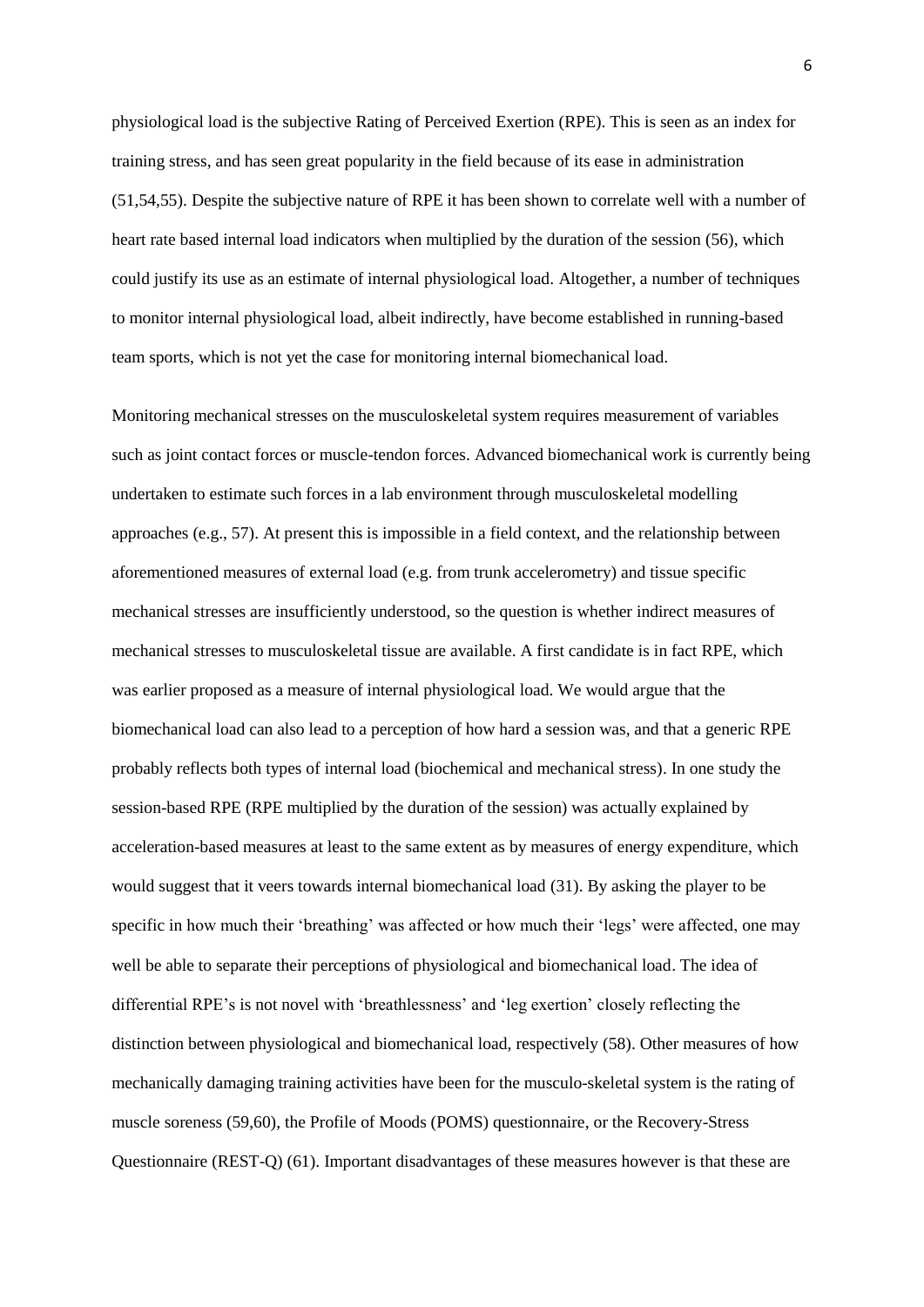physiological load is the subjective Rating of Perceived Exertion (RPE). This is seen as an index for training stress, and has seen great popularity in the field because of its ease in administration (51,54,55). Despite the subjective nature of RPE it has been shown to correlate well with a number of heart rate based internal load indicators when multiplied by the duration of the session (56), which could justify its use as an estimate of internal physiological load. Altogether, a number of techniques to monitor internal physiological load, albeit indirectly, have become established in running-based team sports, which is not yet the case for monitoring internal biomechanical load.

Monitoring mechanical stresses on the musculoskeletal system requires measurement of variables such as joint contact forces or muscle-tendon forces. Advanced biomechanical work is currently being undertaken to estimate such forces in a lab environment through musculoskeletal modelling approaches (e.g., 57). At present this is impossible in a field context, and the relationship between aforementioned measures of external load (e.g. from trunk accelerometry) and tissue specific mechanical stresses are insufficiently understood, so the question is whether indirect measures of mechanical stresses to musculoskeletal tissue are available. A first candidate is in fact RPE, which was earlier proposed as a measure of internal physiological load. We would argue that the biomechanical load can also lead to a perception of how hard a session was, and that a generic RPE probably reflects both types of internal load (biochemical and mechanical stress). In one study the session-based RPE (RPE multiplied by the duration of the session) was actually explained by acceleration-based measures at least to the same extent as by measures of energy expenditure, which would suggest that it veers towards internal biomechanical load (31). By asking the player to be specific in how much their 'breathing' was affected or how much their 'legs' were affected, one may well be able to separate their perceptions of physiological and biomechanical load. The idea of differential RPE's is not novel with 'breathlessness' and 'leg exertion' closely reflecting the distinction between physiological and biomechanical load, respectively (58). Other measures of how mechanically damaging training activities have been for the musculo-skeletal system is the rating of muscle soreness (59,60), the Profile of Moods (POMS) questionnaire, or the Recovery-Stress Questionnaire (REST-Q) (61). Important disadvantages of these measures however is that these are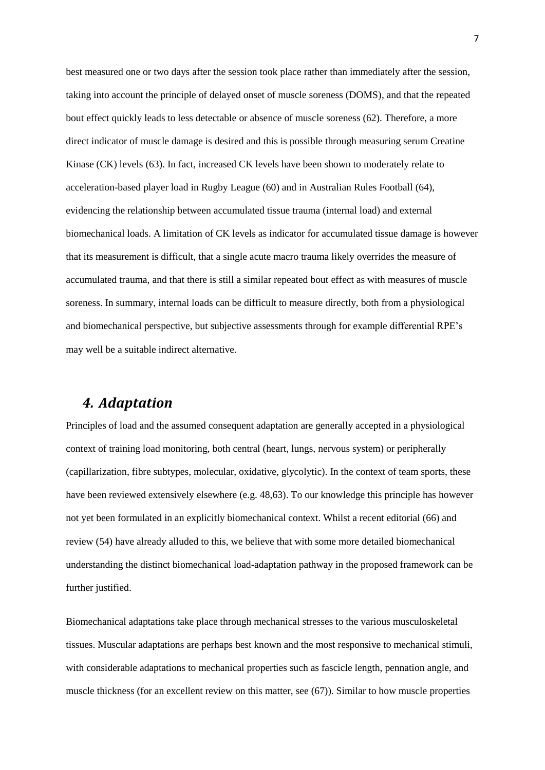best measured one or two days after the session took place rather than immediately after the session, taking into account the principle of delayed onset of muscle soreness (DOMS), and that the repeated bout effect quickly leads to less detectable or absence of muscle soreness (62). Therefore, a more direct indicator of muscle damage is desired and this is possible through measuring serum Creatine Kinase (CK) levels (63). In fact, increased CK levels have been shown to moderately relate to acceleration-based player load in Rugby League (60) and in Australian Rules Football (64), evidencing the relationship between accumulated tissue trauma (internal load) and external biomechanical loads. A limitation of CK levels as indicator for accumulated tissue damage is however that its measurement is difficult, that a single acute macro trauma likely overrides the measure of accumulated trauma, and that there is still a similar repeated bout effect as with measures of muscle soreness. In summary, internal loads can be difficult to measure directly, both from a physiological and biomechanical perspective, but subjective assessments through for example differential RPE's may well be a suitable indirect alternative.

## *4. Adaptation*

Principles of load and the assumed consequent adaptation are generally accepted in a physiological context of training load monitoring, both central (heart, lungs, nervous system) or peripherally (capillarization, fibre subtypes, molecular, oxidative, glycolytic). In the context of team sports, these have been reviewed extensively elsewhere (e.g. 48,63). To our knowledge this principle has however not yet been formulated in an explicitly biomechanical context. Whilst a recent editorial (66) and review (54) have already alluded to this, we believe that with some more detailed biomechanical understanding the distinct biomechanical load-adaptation pathway in the proposed framework can be further justified.

Biomechanical adaptations take place through mechanical stresses to the various musculoskeletal tissues. Muscular adaptations are perhaps best known and the most responsive to mechanical stimuli, with considerable adaptations to mechanical properties such as fascicle length, pennation angle, and muscle thickness (for an excellent review on this matter, see (67)). Similar to how muscle properties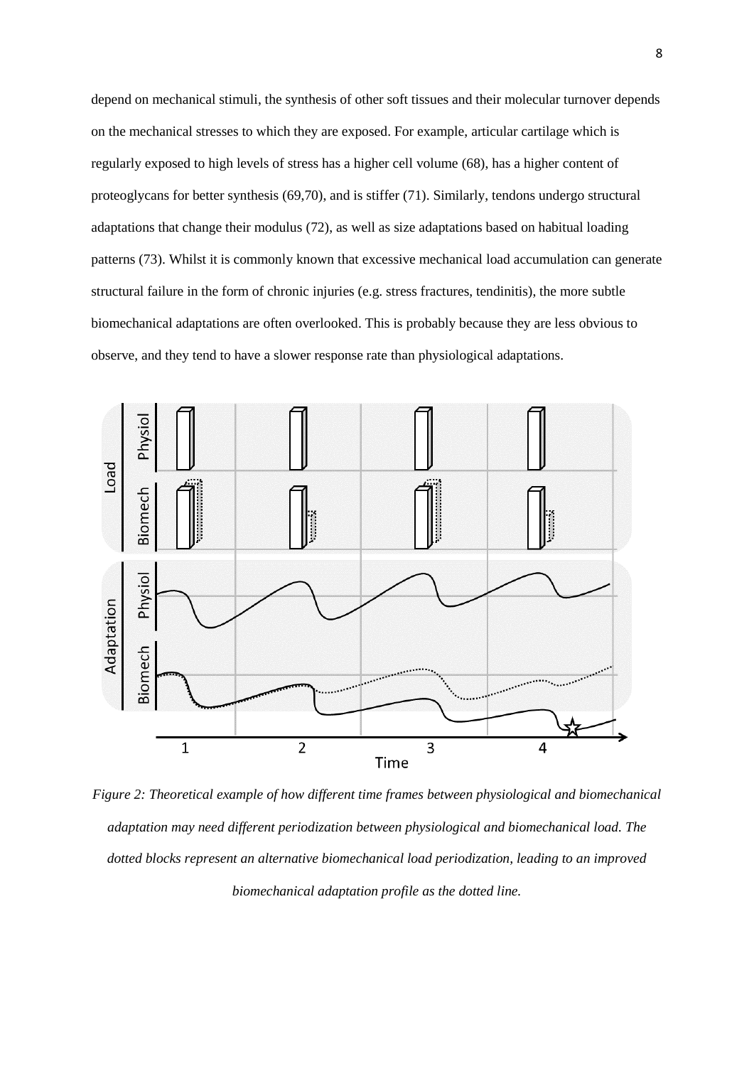depend on mechanical stimuli, the synthesis of other soft tissues and their molecular turnover depends on the mechanical stresses to which they are exposed. For example, articular cartilage which is regularly exposed to high levels of stress has a higher cell volume (68), has a higher content of proteoglycans for better synthesis (69,70), and is stiffer (71). Similarly, tendons undergo structural adaptations that change their modulus (72), as well as size adaptations based on habitual loading patterns (73). Whilst it is commonly known that excessive mechanical load accumulation can generate structural failure in the form of chronic injuries (e.g. stress fractures, tendinitis), the more subtle biomechanical adaptations are often overlooked. This is probably because they are less obvious to observe, and they tend to have a slower response rate than physiological adaptations.

*Figure 2: Theoretical example of how different time frames between physiological and biomechanical adaptation may need different periodization between physiological and biomechanical load. The dotted blocks represent an alternative biomechanical load periodization, leading to an improved biomechanical adaptation profile as the dotted line.*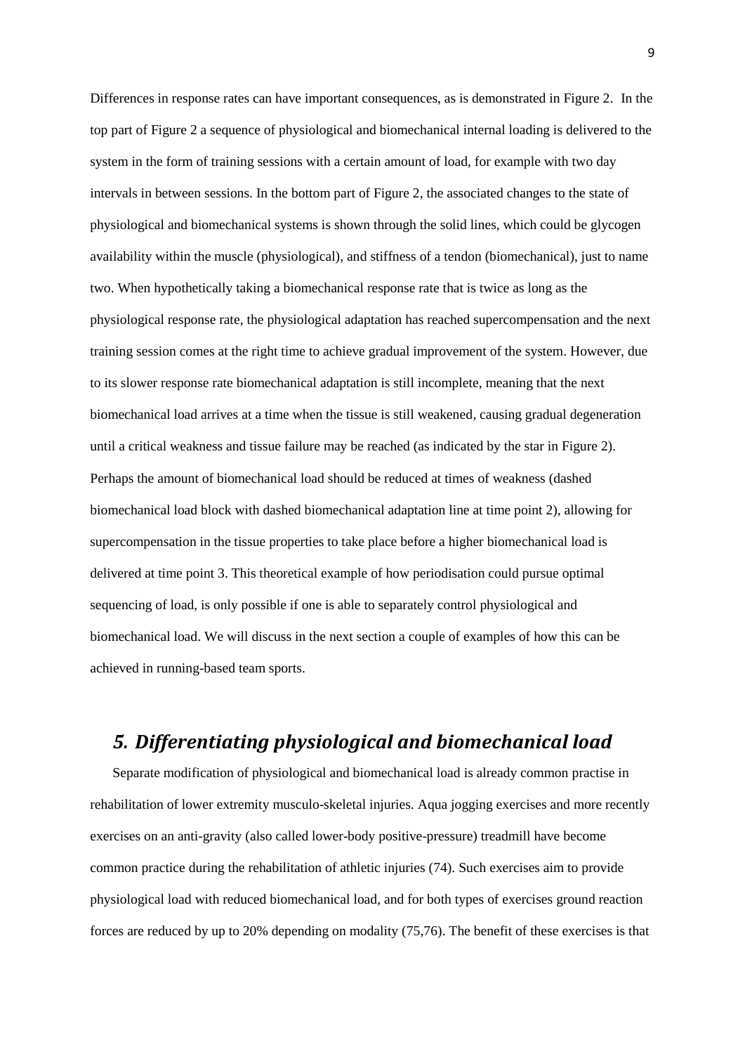Differences in response rates can have important consequences, as is demonstrated in Figure 2. In the top part of Figure 2 a sequence of physiological and biomechanical internal loading is delivered to the system in the form of training sessions with a certain amount of load, for example with two day intervals in between sessions. In the bottom part of Figure 2, the associated changes to the state of physiological and biomechanical systems is shown through the solid lines, which could be glycogen availability within the muscle (physiological), and stiffness of a tendon (biomechanical), just to name two. When hypothetically taking a biomechanical response rate that is twice as long as the physiological response rate, the physiological adaptation has reached supercompensation and the next training session comes at the right time to achieve gradual improvement of the system. However, due to its slower response rate biomechanical adaptation is still incomplete, meaning that the next biomechanical load arrives at a time when the tissue is still weakened, causing gradual degeneration until a critical weakness and tissue failure may be reached (as indicated by the star in Figure 2). Perhaps the amount of biomechanical load should be reduced at times of weakness (dashed biomechanical load block with dashed biomechanical adaptation line at time point 2), allowing for supercompensation in the tissue properties to take place before a higher biomechanical load is delivered at time point 3. This theoretical example of how periodisation could pursue optimal sequencing of load, is only possible if one is able to separately control physiological and biomechanical load. We will discuss in the next section a couple of examples of how this can be achieved in running-based team sports.

## *5. Differentiating physiological and biomechanical load*

Separate modification of physiological and biomechanical load is already common practise in rehabilitation of lower extremity musculo-skeletal injuries. Aqua jogging exercises and more recently exercises on an anti-gravity (also called lower-body positive-pressure) treadmill have become common practice during the rehabilitation of athletic injuries (74). Such exercises aim to provide physiological load with reduced biomechanical load, and for both types of exercises ground reaction forces are reduced by up to 20% depending on modality (75,76). The benefit of these exercises is that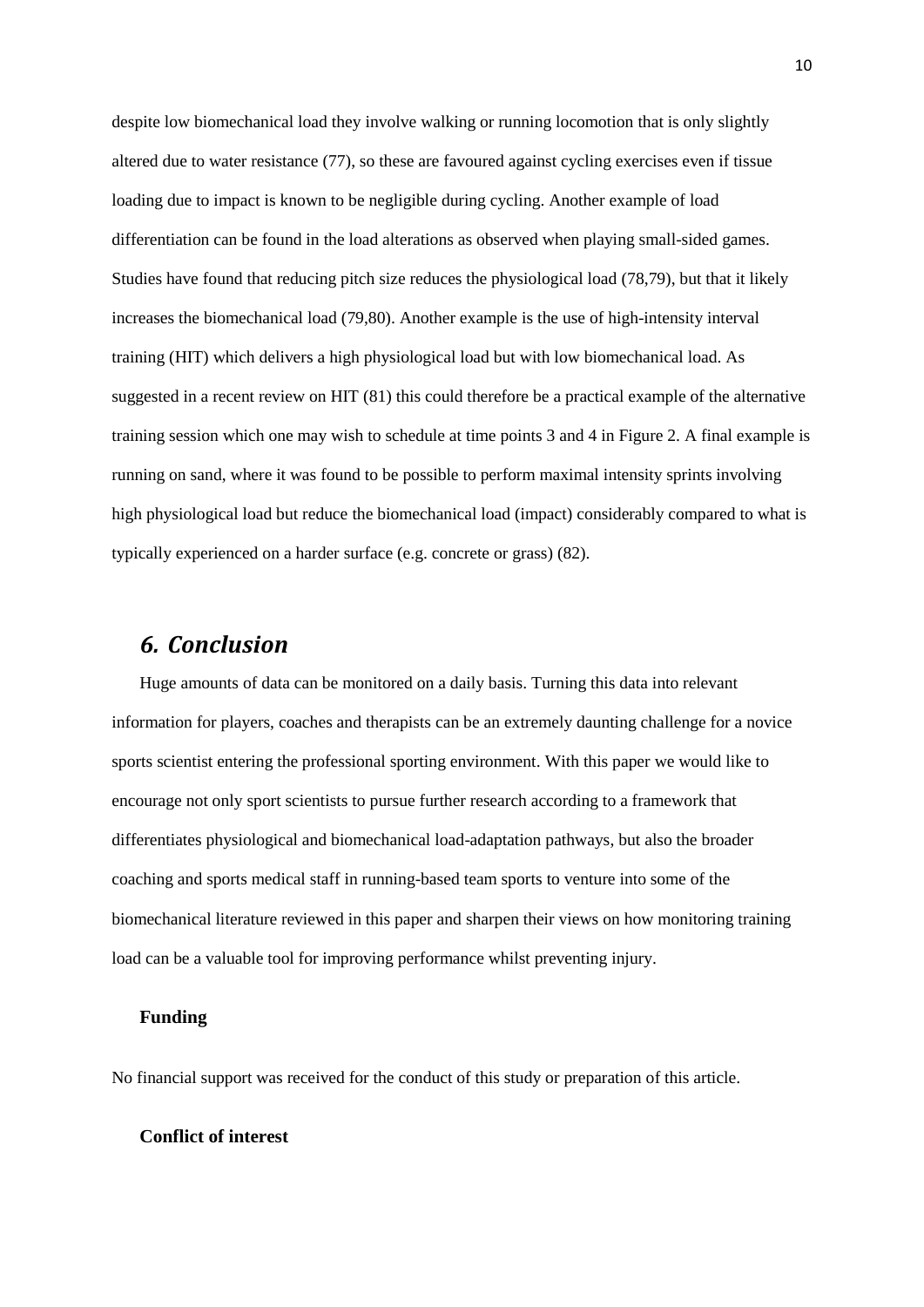despite low biomechanical load they involve walking or running locomotion that is only slightly altered due to water resistance (77), so these are favoured against cycling exercises even if tissue loading due to impact is known to be negligible during cycling. Another example of load differentiation can be found in the load alterations as observed when playing small-sided games. Studies have found that reducing pitch size reduces the physiological load (78,79), but that it likely increases the biomechanical load (79,80). Another example is the use of high-intensity interval training (HIT) which delivers a high physiological load but with low biomechanical load. As suggested in a recent review on HIT (81) this could therefore be a practical example of the alternative training session which one may wish to schedule at time points 3 and 4 in Figure 2. A final example is running on sand, where it was found to be possible to perform maximal intensity sprints involving high physiological load but reduce the biomechanical load (impact) considerably compared to what is typically experienced on a harder surface (e.g. concrete or grass) (82).

## *6. Conclusion*

Huge amounts of data can be monitored on a daily basis. Turning this data into relevant information for players, coaches and therapists can be an extremely daunting challenge for a novice sports scientist entering the professional sporting environment. With this paper we would like to encourage not only sport scientists to pursue further research according to a framework that differentiates physiological and biomechanical load-adaptation pathways, but also the broader coaching and sports medical staff in running-based team sports to venture into some of the biomechanical literature reviewed in this paper and sharpen their views on how monitoring training load can be a valuable tool for improving performance whilst preventing injury.

### **Funding**

No financial support was received for the conduct of this study or preparation of this article.

### **Conflict of interest**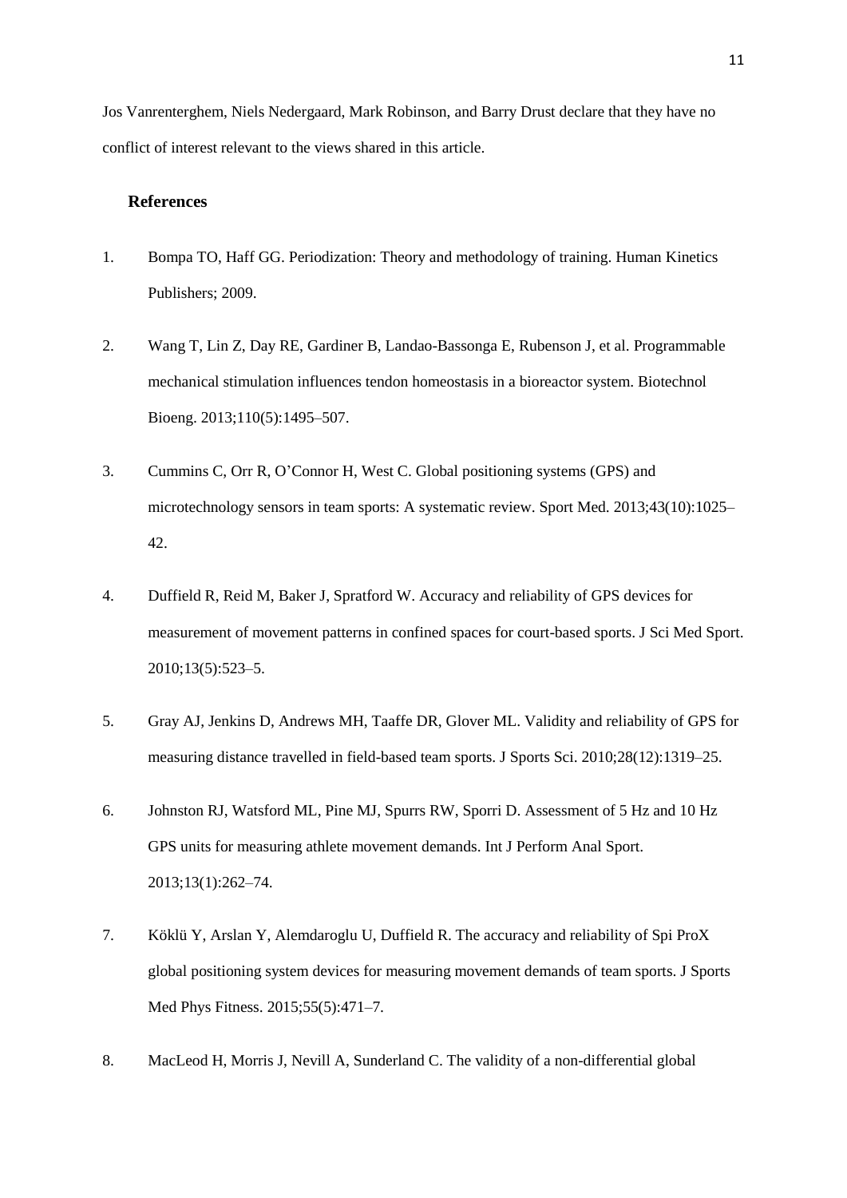Jos Vanrenterghem, Niels Nedergaard, Mark Robinson, and Barry Drust declare that they have no conflict of interest relevant to the views shared in this article.

## References

1. Bompa TO, Haff GG. Periodization: Theory and methodology of training. Human Kinetics Publishers; 2009.

2. Wang T, Lin Z, Day RE, Gardiner B, Landao-Bassonga E, Rubenson J, et al. Programmable mechanical stimulation influences tendon homeostasis in a bioreactor system. Biotechnol Bioeng. 2013;110(5):1495–507.

3. Cummins C, Orr R, O'Connor H, West C. Global positioning systems (GPS) and microtechnology sensors in team sports: A systematic review. Sport Med. 2013;43(10):1025–42.

4. Duffield R, Reid M, Baker J, Spratford W. Accuracy and reliability of GPS devices for measurement of movement patterns in confined spaces for court-based sports. J Sci Med Sport. 2010;13(5):523–5.

5. Gray AJ, Jenkins D, Andrews MH, Taaffe DR, Glover ML. Validity and reliability of GPS for measuring distance travelled in field-based team sports. J Sports Sci. 2010;28(12):1319–25.

6. Johnston RJ, Watsford ML, Pine MJ, Spurrs RW, Sporri D. Assessment of 5 Hz and 10 Hz GPS units for measuring athlete movement demands. Int J Perform Anal Sport. 2013;13(1):262–74.

7. Köklü Y, Arslan Y, Alemdaroglu U, Duffield R. The accuracy and reliability of Spi ProX global positioning system devices for measuring movement demands of team sports. J Sports Med Phys Fitness. 2015;55(5):471–7.

8. MacLeod H, Morris J, Nevill A, Sunderland C. The validity of a non-differential global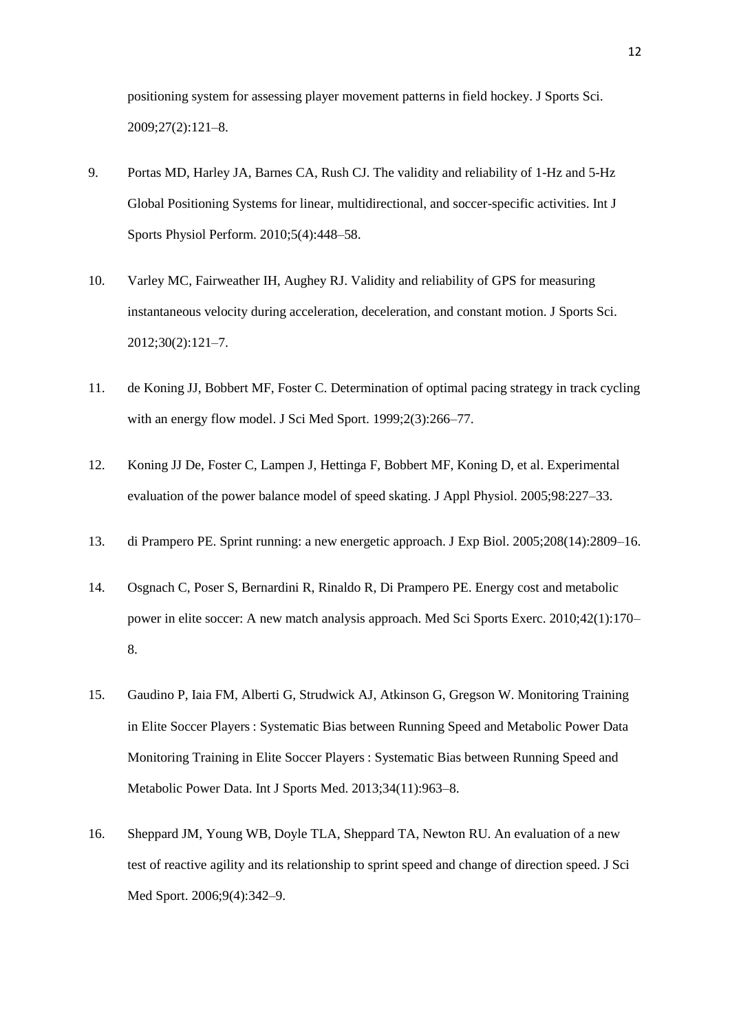positioning system for assessing player movement patterns in field hockey. J Sports Sci. 2009;27(2):121–8.

9. Portas MD, Harley JA, Barnes CA, Rush CJ. The validity and reliability of 1-Hz and 5-Hz Global Positioning Systems for linear, multidirectional, and soccer-specific activities. Int J Sports Physiol Perform. 2010;5(4):448–58.

10. Varley MC, Fairweather IH, Aughey RJ. Validity and reliability of GPS for measuring instantaneous velocity during acceleration, deceleration, and constant motion. J Sports Sci. 2012;30(2):121–7.

11. de Koning JJ, Bobbert MF, Foster C. Determination of optimal pacing strategy in track cycling with an energy flow model. J Sci Med Sport. 1999;2(3):266–77.

12. Koning JJ De, Foster C, Lampen J, Hettinga F, Bobbert MF, Koning D, et al. Experimental evaluation of the power balance model of speed skating. J Appl Physiol. 2005;98:227–33.

13. di Prampero PE. Sprint running: a new energetic approach. J Exp Biol. 2005;208(14):2809–16.

14. Osgnach C, Poser S, Bernardini R, Rinaldo R, Di Prampero PE. Energy cost and metabolic power in elite soccer: A new match analysis approach. Med Sci Sports Exerc. 2010;42(1):170–8.

15. Gaudino P, Iaia FM, Alberti G, Strudwick AJ, Atkinson G, Gregson W. Monitoring Training in Elite Soccer Players : Systematic Bias between Running Speed and Metabolic Power Data Monitoring Training in Elite Soccer Players : Systematic Bias between Running Speed and Metabolic Power Data. Int J Sports Med. 2013;34(11):963–8.

16. Sheppard JM, Young WB, Doyle TLA, Sheppard TA, Newton RU. An evaluation of a new test of reactive agility and its relationship to sprint speed and change of direction speed. J Sci Med Sport. 2006;9(4):342–9.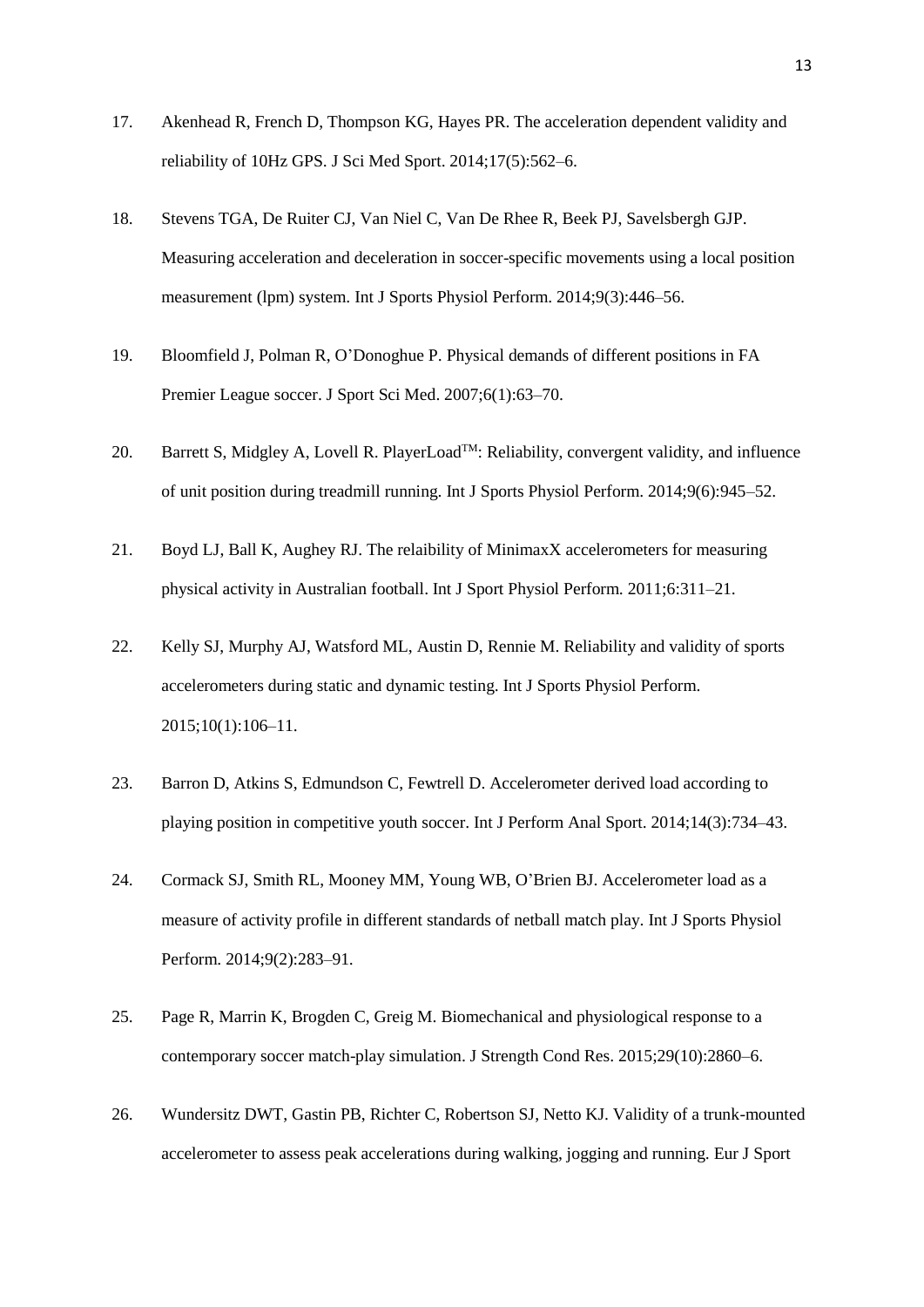17. Akenhead R, French D, Thompson KG, Hayes PR. The acceleration dependent validity and reliability of 10Hz GPS. J Sci Med Sport. 2014;17(5):562–6.

18. Stevens TGA, De Ruiter CJ, Van Niel C, Van De Rhee R, Beek PJ, Savelsbergh GJP. Measuring acceleration and deceleration in soccer-specific movements using a local position measurement (lpm) system. Int J Sports Physiol Perform. 2014;9(3):446–56.

19. Bloomfield J, Polman R, O'Donoghue P. Physical demands of different positions in FA Premier League soccer. J Sport Sci Med. 2007;6(1):63–70.

20. Barrett S, Midgley A, Lovell R. PlayerLoad™: Reliability, convergent validity, and influence of unit position during treadmill running. Int J Sports Physiol Perform. 2014;9(6):945–52.

21. Boyd LJ, Ball K, Aughey RJ. The relaibility of MinimaxX accelerometers for measuring physical activity in Australian football. Int J Sport Physiol Perform. 2011;6:311–21.

22. Kelly SJ, Murphy AJ, Watsford ML, Austin D, Rennie M. Reliability and validity of sports accelerometers during static and dynamic testing. Int J Sports Physiol Perform. 2015;10(1):106–11.

23. Barron D, Atkins S, Edmundson C, Fewtrell D. Accelerometer derived load according to playing position in competitive youth soccer. Int J Perform Anal Sport. 2014;14(3):734–43.

24. Cormack SJ, Smith RL, Mooney MM, Young WB, O'Brien BJ. Accelerometer load as a measure of activity profile in different standards of netball match play. Int J Sports Physiol Perform. 2014;9(2):283–91.

25. Page R, Marrin K, Brogden C, Greig M. Biomechanical and physiological response to a contemporary soccer match-play simulation. J Strength Cond Res. 2015;29(10):2860–6.

26. Wundersitz DWT, Gastin PB, Richter C, Robertson SJ, Netto KJ. Validity of a trunk-mounted accelerometer to assess peak accelerations during walking, jogging and running. Eur J Sport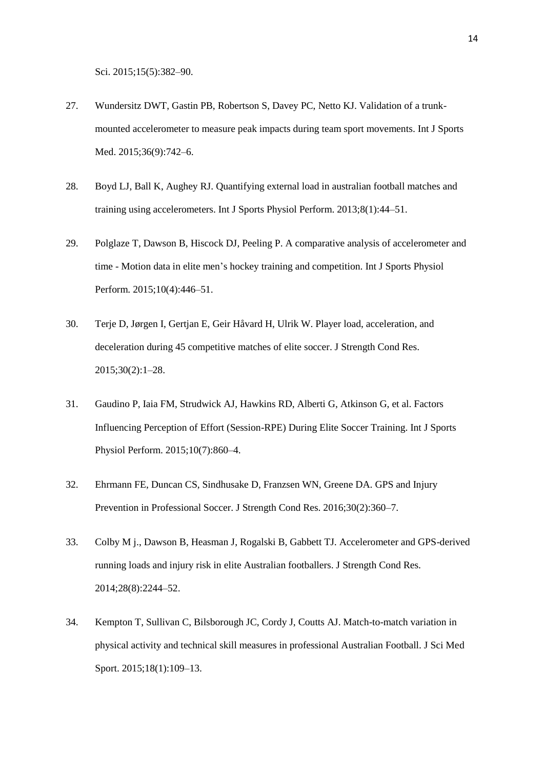Sci. 2015;15(5):382–90.

27. Wundersitz DWT, Gastin PB, Robertson S, Davey PC, Netto KJ. Validation of a trunk-mounted accelerometer to measure peak impacts during team sport movements. Int J Sports Med. 2015;36(9):742–6.

28. Boyd LJ, Ball K, Aughey RJ. Quantifying external load in australian football matches and training using accelerometers. Int J Sports Physiol Perform. 2013;8(1):44–51.

29. Polglaze T, Dawson B, Hiscock DJ, Peeling P. A comparative analysis of accelerometer and time - Motion data in elite men's hockey training and competition. Int J Sports Physiol Perform. 2015;10(4):446–51.

30. Terje D, Jørgen I, Gertjan E, Geir Håvard H, Ulrik W. Player load, acceleration, and deceleration during 45 competitive matches of elite soccer. J Strength Cond Res. 2015;30(2):1–28.

31. Gaudino P, Iaia FM, Strudwick AJ, Hawkins RD, Alberti G, Atkinson G, et al. Factors Influencing Perception of Effort (Session-RPE) During Elite Soccer Training. Int J Sports Physiol Perform. 2015;10(7):860–4.

32. Ehrmann FE, Duncan CS, Sindhusake D, Franzsen WN, Greene DA. GPS and Injury Prevention in Professional Soccer. J Strength Cond Res. 2016;30(2):360–7.

33. Colby M j., Dawson B, Heasman J, Rogalski B, Gabbett TJ. Accelerometer and GPS-derived running loads and injury risk in elite Australian footballers. J Strength Cond Res. 2014;28(8):2244–52.

34. Kempton T, Sullivan C, Bilsborough JC, Cordy J, Coutts AJ. Match-to-match variation in physical activity and technical skill measures in professional Australian Football. J Sci Med Sport. 2015;18(1):109–13.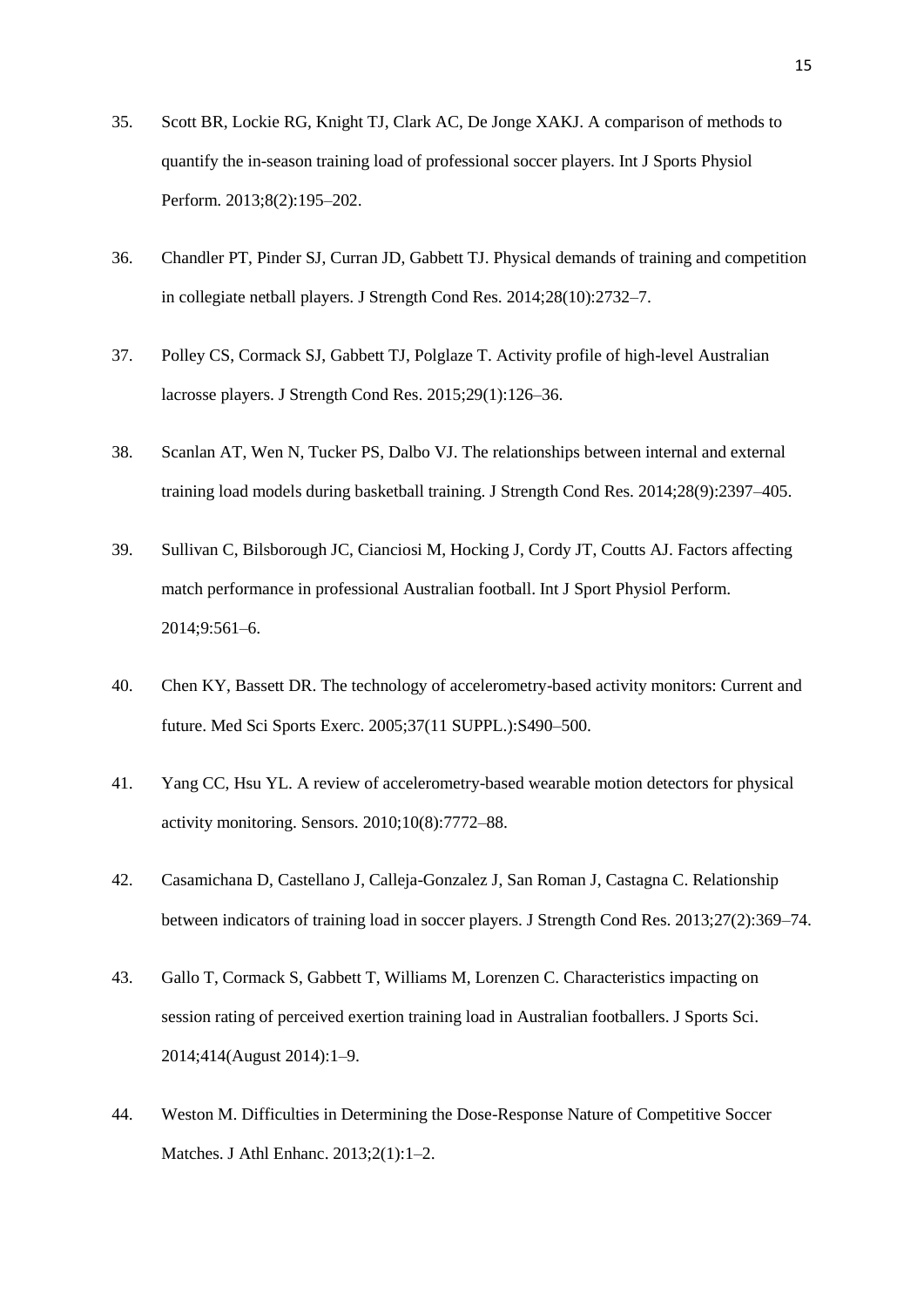35. Scott BR, Lockie RG, Knight TJ, Clark AC, De Jonge XAKJ. A comparison of methods to quantify the in-season training load of professional soccer players. Int J Sports Physiol Perform. 2013;8(2):195–202.

36. Chandler PT, Pinder SJ, Curran JD, Gabbett TJ. Physical demands of training and competition in collegiate netball players. J Strength Cond Res. 2014;28(10):2732–7.

37. Polley CS, Cormack SJ, Gabbett TJ, Polglaze T. Activity profile of high-level Australian lacrosse players. J Strength Cond Res. 2015;29(1):126–36.

38. Scanlan AT, Wen N, Tucker PS, Dalbo VJ. The relationships between internal and external training load models during basketball training. J Strength Cond Res. 2014;28(9):2397–405.

39. Sullivan C, Bilsborough JC, Cianciosi M, Hocking J, Cordy JT, Coutts AJ. Factors affecting match performance in professional Australian football. Int J Sport Physiol Perform. 2014;9:561–6.

40. Chen KY, Bassett DR. The technology of accelerometry-based activity monitors: Current and future. Med Sci Sports Exerc. 2005;37(11 SUPPL.):S490–500.

41. Yang CC, Hsu YL. A review of accelerometry-based wearable motion detectors for physical activity monitoring. Sensors. 2010;10(8):7772–88.

42. Casamichana D, Castellano J, Calleja-Gonzalez J, San Roman J, Castagna C. Relationship between indicators of training load in soccer players. J Strength Cond Res. 2013;27(2):369–74.

43. Gallo T, Cormack S, Gabbett T, Williams M, Lorenzen C. Characteristics impacting on session rating of perceived exertion training load in Australian footballers. J Sports Sci. 2014;414(August 2014):1–9.

44. Weston M. Difficulties in Determining the Dose-Response Nature of Competitive Soccer Matches. J Athl Enhanc. 2013;2(1):1–2.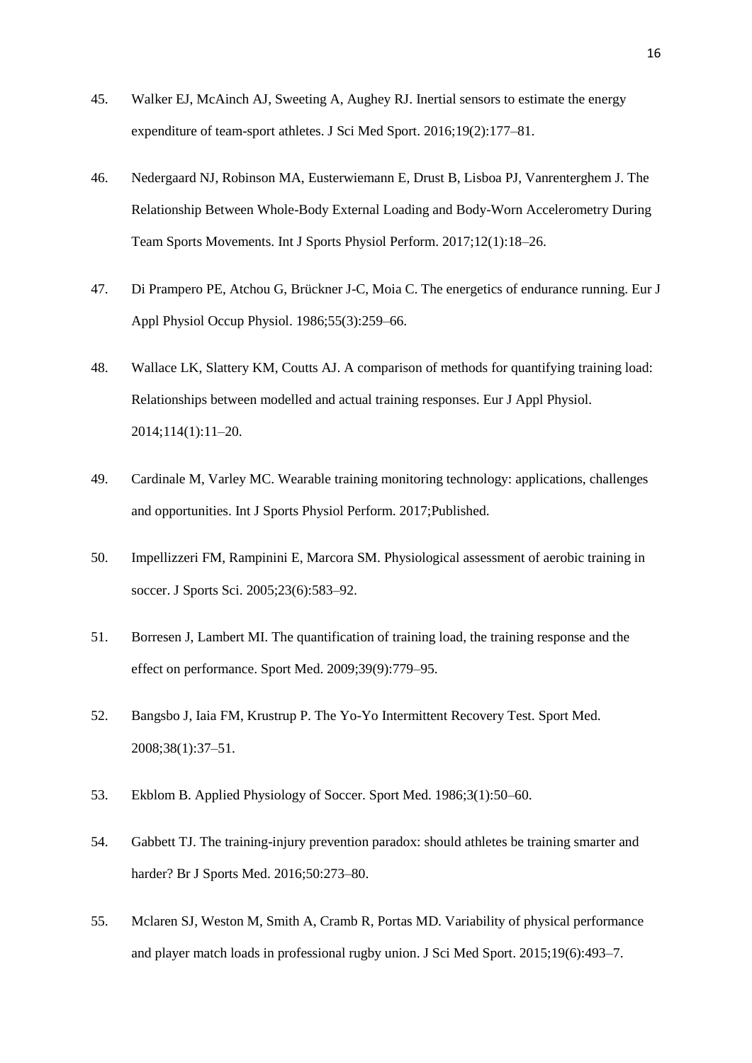45. Walker EJ, McAinch AJ, Sweeting A, Aughey RJ. Inertial sensors to estimate the energy expenditure of team-sport athletes. J Sci Med Sport. 2016;19(2):177–81.

46. Nedergaard NJ, Robinson MA, Eusterwiemann E, Drust B, Lisboa PJ, Vanrenterghem J. The Relationship Between Whole-Body External Loading and Body-Worn Accelerometry During Team Sports Movements. Int J Sports Physiol Perform. 2017;12(1):18–26.

47. Di Prampero PE, Atchou G, Brückner J-C, Moia C. The energetics of endurance running. Eur J Appl Physiol Occup Physiol. 1986;55(3):259–66.

48. Wallace LK, Slattery KM, Coutts AJ. A comparison of methods for quantifying training load: Relationships between modelled and actual training responses. Eur J Appl Physiol. 2014;114(1):11–20.

49. Cardinale M, Varley MC. Wearable training monitoring technology: applications, challenges and opportunities. Int J Sports Physiol Perform. 2017;Published.

50. Impellizzeri FM, Rampinini E, Marcora SM. Physiological assessment of aerobic training in soccer. J Sports Sci. 2005;23(6):583–92.

51. Borresen J, Lambert MI. The quantification of training load, the training response and the effect on performance. Sport Med. 2009;39(9):779–95.

52. Bangsbo J, Iaia FM, Krustrup P. The Yo-Yo Intermittent Recovery Test. Sport Med. 2008;38(1):37–51.

53. Ekblom B. Applied Physiology of Soccer. Sport Med. 1986;3(1):50–60.

54. Gabbett TJ. The training-injury prevention paradox: should athletes be training smarter and harder? Br J Sports Med. 2016;50:273–80.

55. Mclaren SJ, Weston M, Smith A, Cramb R, Portas MD. Variability of physical performance and player match loads in professional rugby union. J Sci Med Sport. 2015;19(6):493–7.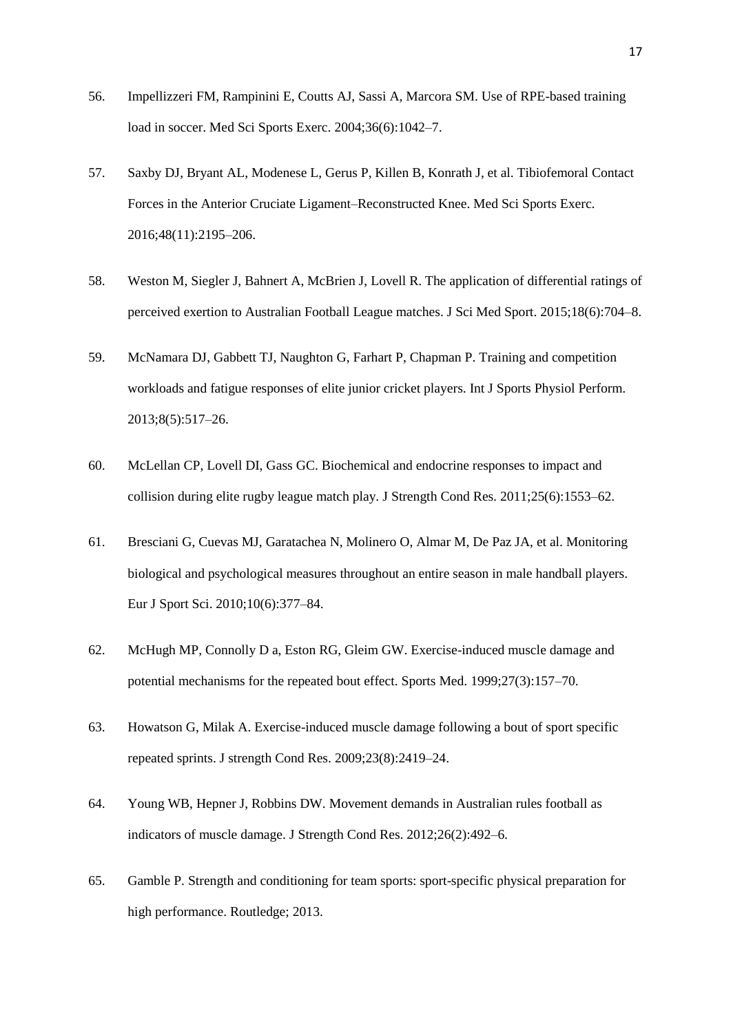56. Impellizzeri FM, Rampinini E, Coutts AJ, Sassi A, Marcora SM. Use of RPE-based training load in soccer. Med Sci Sports Exerc. 2004;36(6):1042–7.

57. Saxby DJ, Bryant AL, Modenese L, Gerus P, Killen B, Konrath J, et al. Tibiofemoral Contact Forces in the Anterior Cruciate Ligament–Reconstructed Knee. Med Sci Sports Exerc. 2016;48(11):2195–206.

58. Weston M, Siegler J, Bahnert A, McBrien J, Lovell R. The application of differential ratings of perceived exertion to Australian Football League matches. J Sci Med Sport. 2015;18(6):704–8.

59. McNamara DJ, Gabbett TJ, Naughton G, Farhart P, Chapman P. Training and competition workloads and fatigue responses of elite junior cricket players. Int J Sports Physiol Perform. 2013;8(5):517–26.

60. McLellan CP, Lovell DI, Gass GC. Biochemical and endocrine responses to impact and collision during elite rugby league match play. J Strength Cond Res. 2011;25(6):1553–62.

61. Bresciani G, Cuevas MJ, Garatachea N, Molinero O, Almar M, De Paz JA, et al. Monitoring biological and psychological measures throughout an entire season in male handball players. Eur J Sport Sci. 2010;10(6):377–84.

62. McHugh MP, Connolly D a, Eston RG, Gleim GW. Exercise-induced muscle damage and potential mechanisms for the repeated bout effect. Sports Med. 1999;27(3):157–70.

63. Howatson G, Milak A. Exercise-induced muscle damage following a bout of sport specific repeated sprints. J strength Cond Res. 2009;23(8):2419–24.

64. Young WB, Hepner J, Robbins DW. Movement demands in Australian rules football as indicators of muscle damage. J Strength Cond Res. 2012;26(2):492–6.

65. Gamble P. Strength and conditioning for team sports: sport-specific physical preparation for high performance. Routledge; 2013.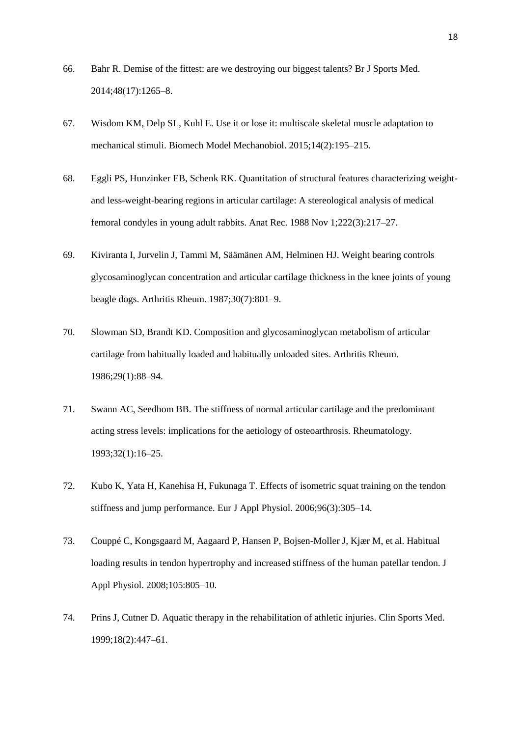66. Bahr R. Demise of the fittest: are we destroying our biggest talents? Br J Sports Med. 2014;48(17):1265–8.

67. Wisdom KM, Delp SL, Kuhl E. Use it or lose it: multiscale skeletal muscle adaptation to mechanical stimuli. Biomech Model Mechanobiol. 2015;14(2):195–215.

68. Eggli PS, Hunzinker EB, Schenk RK. Quantitation of structural features characterizing weight- and less-weight-bearing regions in articular cartilage: A stereological analysis of medical femoral condyles in young adult rabbits. Anat Rec. 1988 Nov 1;222(3):217–27.

69. Kiviranta I, Jurvelin J, Tammi M, Säämänen AM, Helminen HJ. Weight bearing controls glycosaminoglycan concentration and articular cartilage thickness in the knee joints of young beagle dogs. Arthritis Rheum. 1987;30(7):801–9.

70. Slowman SD, Brandt KD. Composition and glycosaminoglycan metabolism of articular cartilage from habitually loaded and habitually unloaded sites. Arthritis Rheum. 1986;29(1):88–94.

71. Swann AC, Seedhom BB. The stiffness of normal articular cartilage and the predominant acting stress levels: implications for the aetiology of osteoarthrosis. Rheumatology. 1993;32(1):16–25.

72. Kubo K, Yata H, Kanehisa H, Fukunaga T. Effects of isometric squat training on the tendon stiffness and jump performance. Eur J Appl Physiol. 2006;96(3):305–14.

73. Couppé C, Kongsgaard M, Aagaard P, Hansen P, Bojsen-Moller J, Kjær M, et al. Habitual loading results in tendon hypertrophy and increased stiffness of the human patellar tendon. J Appl Physiol. 2008;105:805–10.

74. Prins J, Cutner D. Aquatic therapy in the rehabilitation of athletic injuries. Clin Sports Med. 1999;18(2):447–61.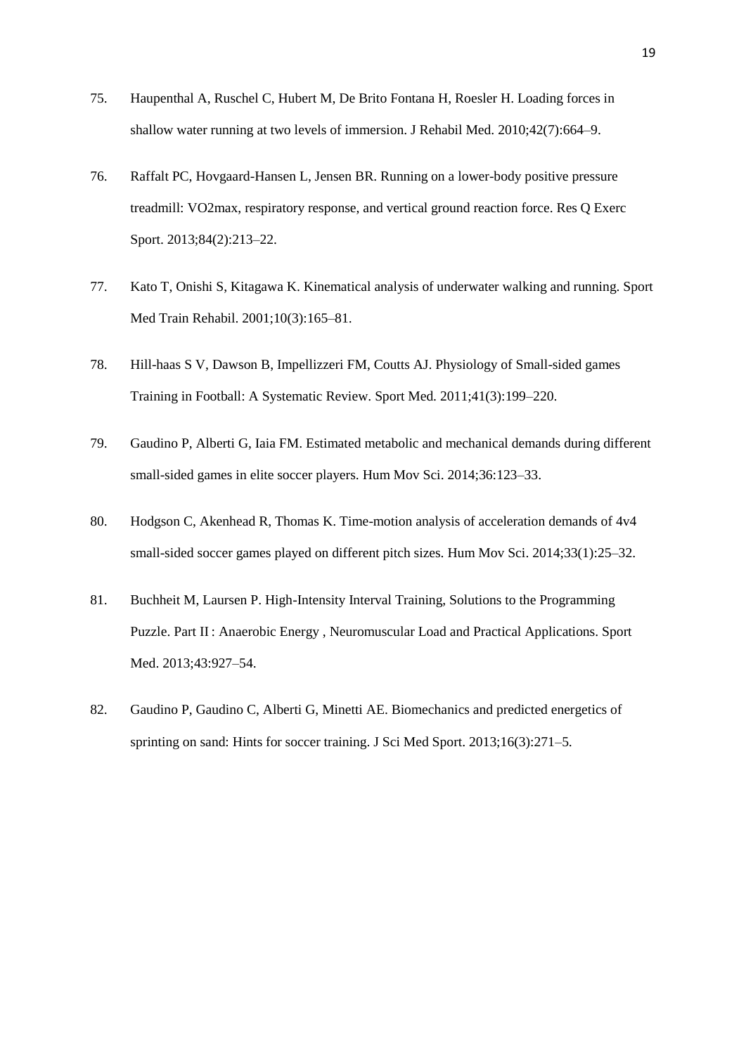75. Haupenthal A, Ruschel C, Hubert M, De Brito Fontana H, Roesler H. Loading forces in shallow water running at two levels of immersion. J Rehabil Med. 2010;42(7):664–9.

76. Raffalt PC, Hovgaard-Hansen L, Jensen BR. Running on a lower-body positive pressure treadmill: VO2max, respiratory response, and vertical ground reaction force. Res Q Exerc Sport. 2013;84(2):213–22.

77. Kato T, Onishi S, Kitagawa K. Kinematical analysis of underwater walking and running. Sport Med Train Rehabil. 2001;10(3):165–81.

78. Hill-haas S V, Dawson B, Impellizzeri FM, Coutts AJ. Physiology of Small-sided games Training in Football: A Systematic Review. Sport Med. 2011;41(3):199–220.

79. Gaudino P, Alberti G, Iaia FM. Estimated metabolic and mechanical demands during different small-sided games in elite soccer players. Hum Mov Sci. 2014;36:123–33.

80. Hodgson C, Akenhead R, Thomas K. Time-motion analysis of acceleration demands of 4v4 small-sided soccer games played on different pitch sizes. Hum Mov Sci. 2014;33(1):25–32.

81. Buchheit M, Laursen P. High-Intensity Interval Training, Solutions to the Programming Puzzle. Part II : Anaerobic Energy , Neuromuscular Load and Practical Applications. Sport Med. 2013;43:927–54.

82. Gaudino P, Gaudino C, Alberti G, Minetti AE. Biomechanics and predicted energetics of sprinting on sand: Hints for soccer training. J Sci Med Sport. 2013;16(3):271–5.